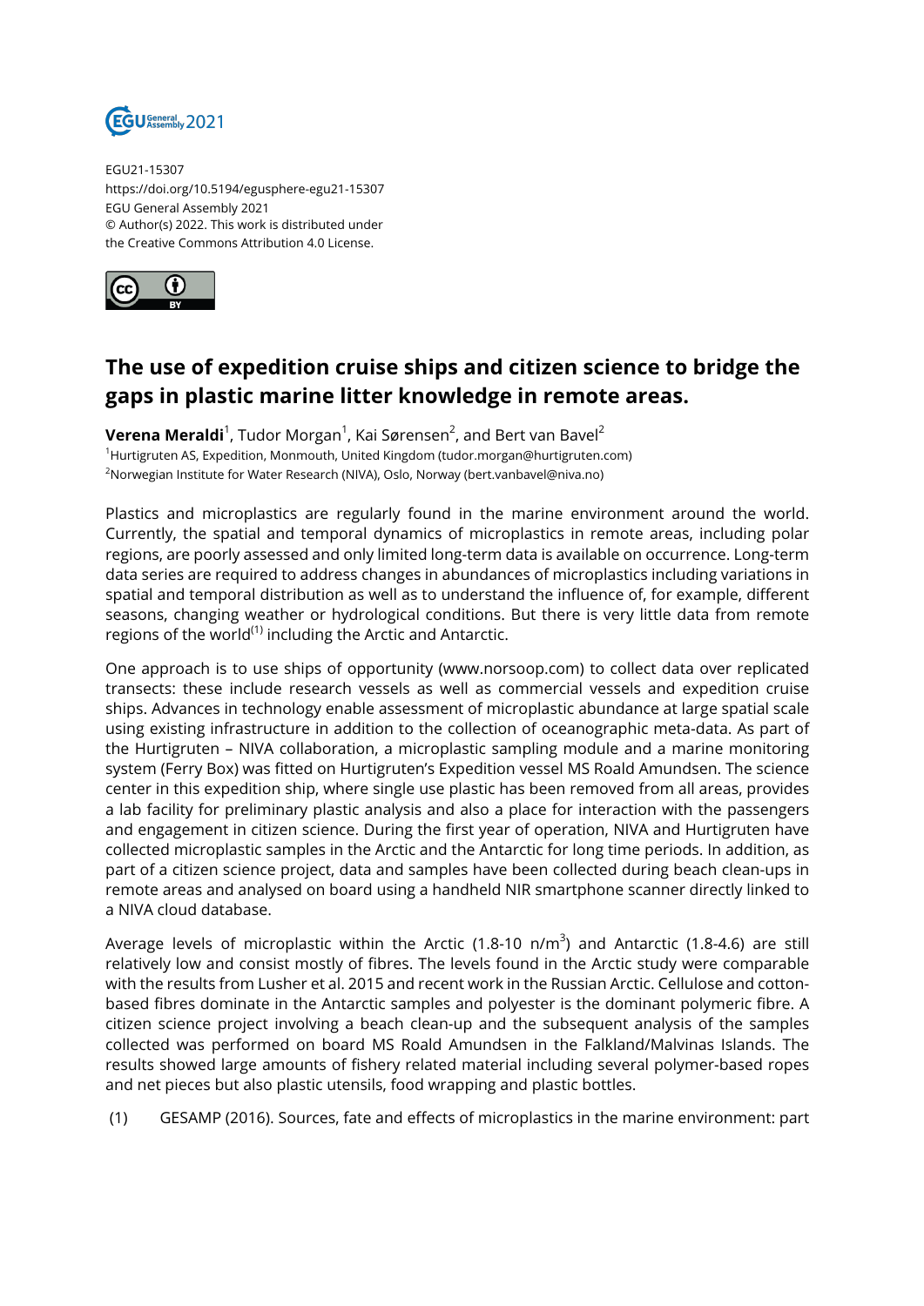EGU21-15307
https://doi.org/10.5194/egusphere-egu21-15307
EGU General Assembly 2021
© Author(s) 2022. This work is distributed under
the Creative Commons Attribution 4.0 License.

# The use of expedition cruise ships and citizen science to bridge the gaps in plastic marine litter knowledge in remote areas.

**Verena Meraldi**[1], Tudor Morgan[1], Kai Sørensen[2], and Bert van Bavel[2]

[1]Hurtigruten AS, Expedition, Monmouth, United Kingdom (tudor.morgan@hurtigruten.com)
[2]Norwegian Institute for Water Research (NIVA), Oslo, Norway (bert.vanbavel@niva.no)

Plastics and microplastics are regularly found in the marine environment around the world. Currently, the spatial and temporal dynamics of microplastics in remote areas, including polar regions, are poorly assessed and only limited long-term data is available on occurrence. Long-term data series are required to address changes in abundances of microplastics including variations in spatial and temporal distribution as well as to understand the influence of, for example, different seasons, changing weather or hydrological conditions. But there is very little data from remote regions of the world[(1)] including the Arctic and Antarctic.

One approach is to use ships of opportunity (www.norsoop.com) to collect data over replicated transects: these include research vessels as well as commercial vessels and expedition cruise ships. Advances in technology enable assessment of microplastic abundance at large spatial scale using existing infrastructure in addition to the collection of oceanographic meta-data. As part of the Hurtigruten – NIVA collaboration, a microplastic sampling module and a marine monitoring system (Ferry Box) was fitted on Hurtigruten's Expedition vessel MS Roald Amundsen. The science center in this expedition ship, where single use plastic has been removed from all areas, provides a lab facility for preliminary plastic analysis and also a place for interaction with the passengers and engagement in citizen science. During the first year of operation, NIVA and Hurtigruten have collected microplastic samples in the Arctic and the Antarctic for long time periods. In addition, as part of a citizen science project, data and samples have been collected during beach clean-ups in remote areas and analysed on board using a handheld NIR smartphone scanner directly linked to a NIVA cloud database.

Average levels of microplastic within the Arctic (1.8-10 n/m$^3$) and Antarctic (1.8-4.6) are still relatively low and consist mostly of fibres. The levels found in the Arctic study were comparable with the results from Lusher et al. 2015 and recent work in the Russian Arctic. Cellulose and cotton-based fibres dominate in the Antarctic samples and polyester is the dominant polymeric fibre. A citizen science project involving a beach clean-up and the subsequent analysis of the samples collected was performed on board MS Roald Amundsen in the Falkland/Malvinas Islands. The results showed large amounts of fishery related material including several polymer-based ropes and net pieces but also plastic utensils, food wrapping and plastic bottles.

(1) GESAMP (2016). Sources, fate and effects of microplastics in the marine environment: part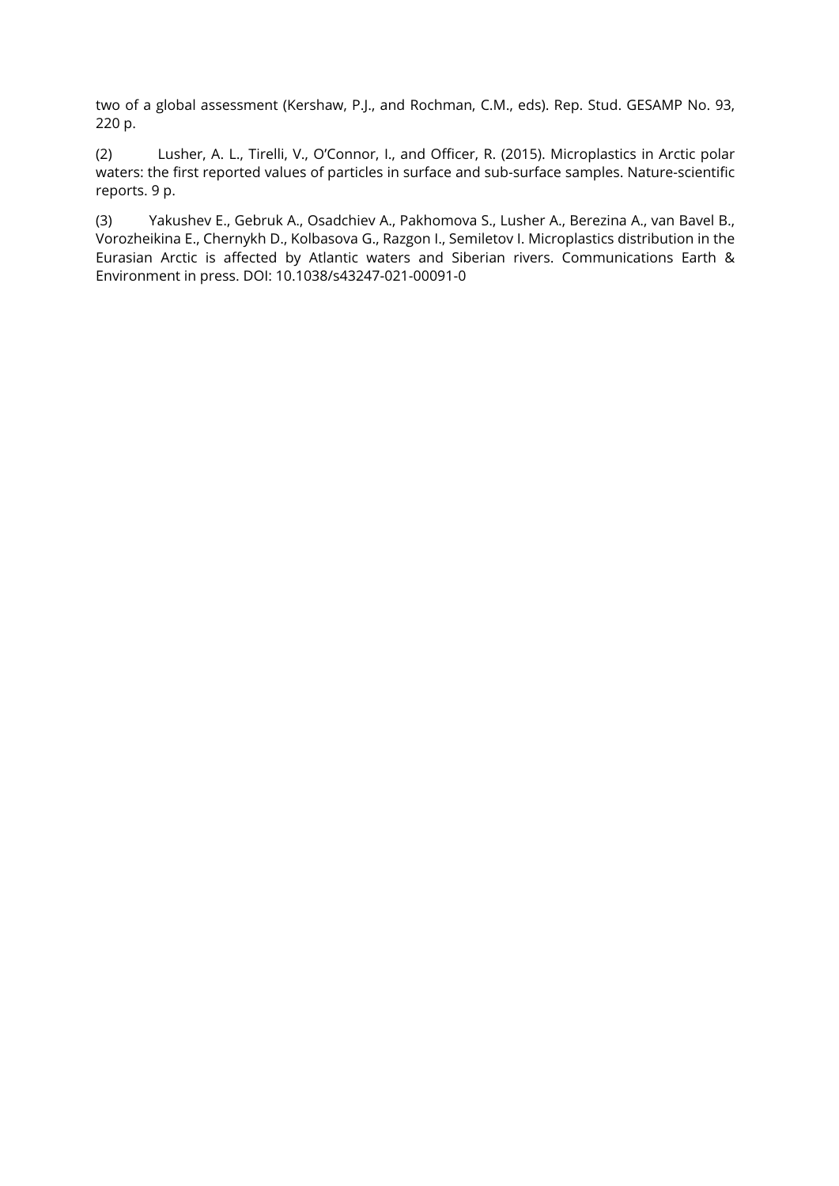two of a global assessment (Kershaw, P.J., and Rochman, C.M., eds). Rep. Stud. GESAMP No. 93, 220 p.

(2) Lusher, A. L., Tirelli, V., O'Connor, I., and Officer, R. (2015). Microplastics in Arctic polar waters: the first reported values of particles in surface and sub-surface samples. Nature-scientific reports. 9 p.

(3) Yakushev E., Gebruk A., Osadchiev A., Pakhomova S., Lusher A., Berezina A., van Bavel B., Vorozheikina E., Chernykh D., Kolbasova G., Razgon I., Semiletov I. Microplastics distribution in the Eurasian Arctic is affected by Atlantic waters and Siberian rivers. Communications Earth & Environment in press. DOI: 10.1038/s43247-021-00091-0